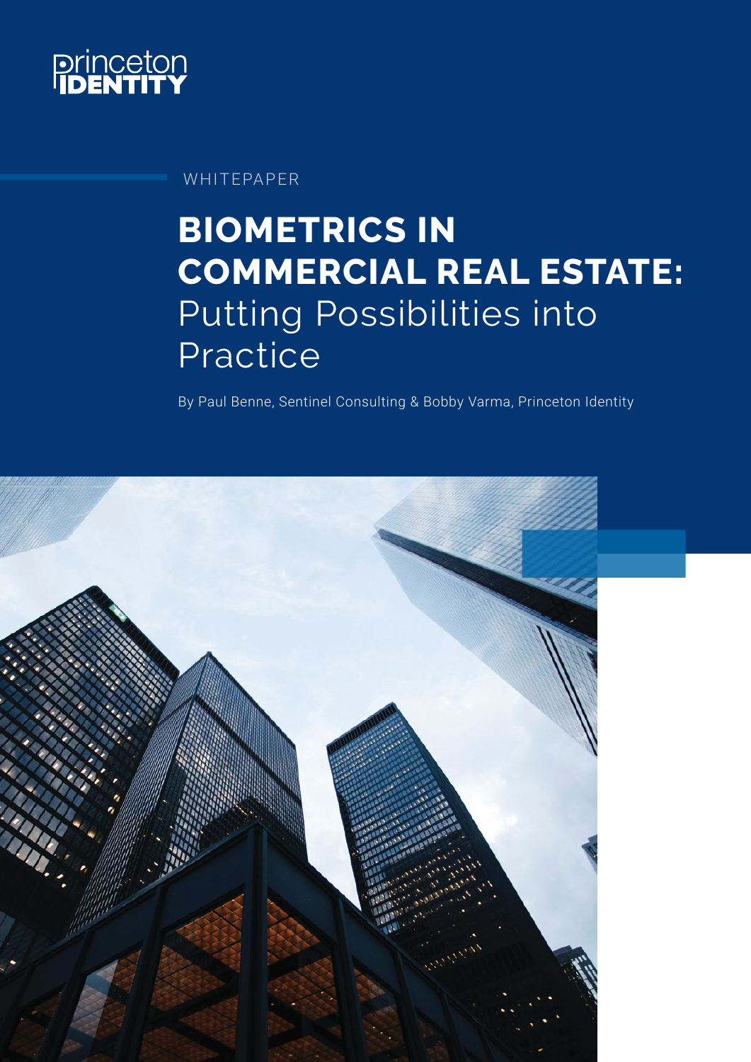Princeton IDENTITY

WHITEPAPER

# BIOMETRICS IN COMMERCIAL REAL ESTATE: Putting Possibilities into Practice

By Paul Benne, Sentinel Consulting & Bobby Varma, Princeton Identity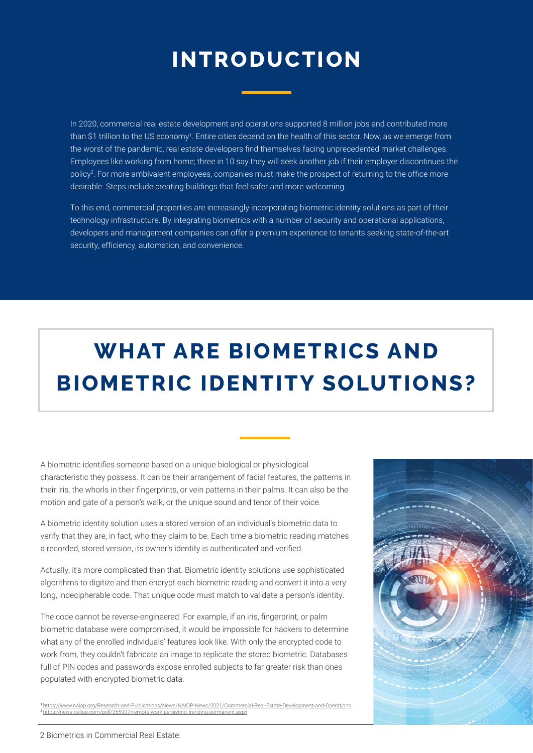# INTRODUCTION

In 2020, commercial real estate development and operations supported 8 million jobs and contributed more than $1 trillion to the US economy[1]. Entire cities depend on the health of this sector. Now, as we emerge from the worst of the pandemic, real estate developers find themselves facing unprecedented market challenges. Employees like working from home; three in 10 say they will seek another job if their employer discontinues the policy[2]. For more ambivalent employees, companies must make the prospect of returning to the office more desirable. Steps include creating buildings that feel safer and more welcoming.

To this end, commercial properties are increasingly incorporating biometric identity solutions as part of their technology infrastructure. By integrating biometrics with a number of security and operational applications, developers and management companies can offer a premium experience to tenants seeking state-of-the-art security, efficiency, automation, and convenience.

# WHAT ARE BIOMETRICS AND BIOMETRIC IDENTITY SOLUTIONS?

A biometric identifies someone based on a unique biological or physiological characteristic they possess. It can be their arrangement of facial features, the patterns in their iris, the whorls in their fingerprints, or vein patterns in their palms. It can also be the motion and gate of a person's walk, or the unique sound and tenor of their voice.

A biometric identity solution uses a stored version of an individual's biometric data to verify that they are, in fact, who they claim to be. Each time a biometric reading matches a recorded, stored version, its owner's identity is authenticated and verified.

Actually, it's more complicated than that. Biometric identity solutions use sophisticated algorithms to digitize and then encrypt each biometric reading and convert it into a very long, indecipherable code. That unique code must match to validate a person's identity.

The code cannot be reverse-engineered. For example, if an iris, fingerprint, or palm biometric database were compromised, it would be impossible for hackers to determine what any of the enrolled individuals' features look like. With only the encrypted code to work from, they couldn't fabricate an image to replicate the stored biometric. Databases full of PIN codes and passwords expose enrolled subjects to far greater risk than ones populated with encrypted biometric data.

[1] https://www.naiop.org/Research-and-Publications/News/NAIOP-News/2021/Commercial-Real-Estate-Development-and-Operations
[2] https://news.gallup.com/poll/355907/remote-work-persisting-trending-permanent.aspx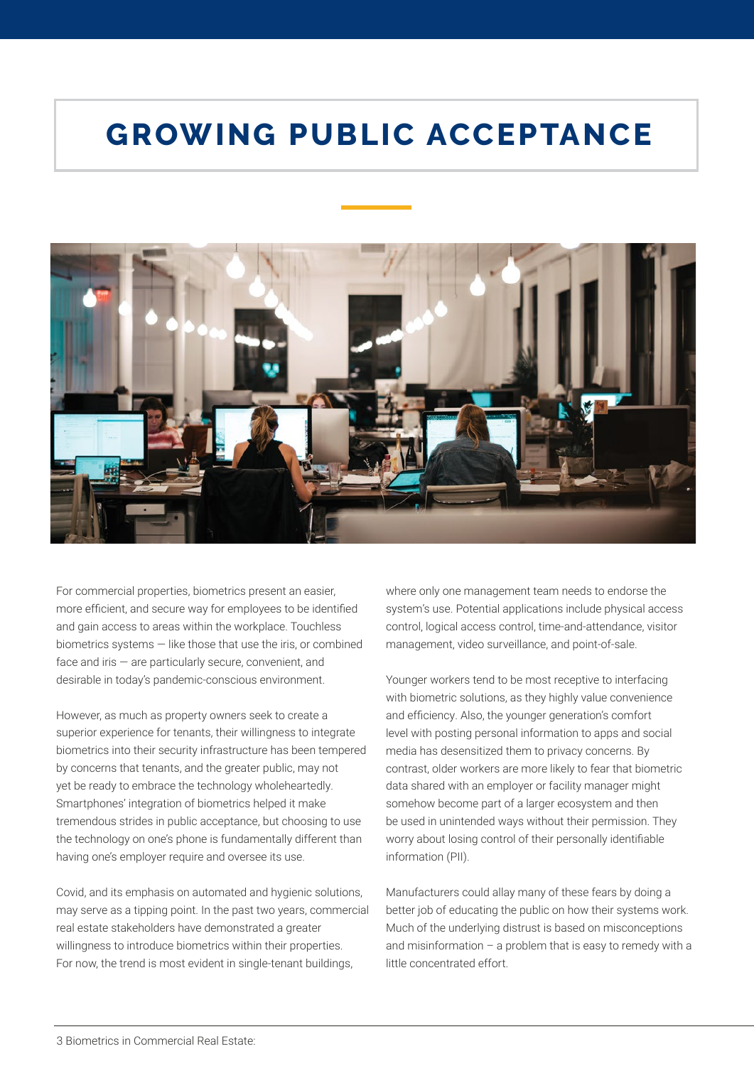# GROWING PUBLIC ACCEPTANCE

For commercial properties, biometrics present an easier, more efficient, and secure way for employees to be identified and gain access to areas within the workplace. Touchless biometrics systems — like those that use the iris, or combined face and iris — are particularly secure, convenient, and desirable in today's pandemic-conscious environment.

However, as much as property owners seek to create a superior experience for tenants, their willingness to integrate biometrics into their security infrastructure has been tempered by concerns that tenants, and the greater public, may not yet be ready to embrace the technology wholeheartedly. Smartphones' integration of biometrics helped it make tremendous strides in public acceptance, but choosing to use the technology on one's phone is fundamentally different than having one's employer require and oversee its use.

Covid, and its emphasis on automated and hygienic solutions, may serve as a tipping point. In the past two years, commercial real estate stakeholders have demonstrated a greater willingness to introduce biometrics within their properties. For now, the trend is most evident in single-tenant buildings, where only one management team needs to endorse the system's use. Potential applications include physical access control, logical access control, time-and-attendance, visitor management, video surveillance, and point-of-sale.

Younger workers tend to be most receptive to interfacing with biometric solutions, as they highly value convenience and efficiency. Also, the younger generation's comfort level with posting personal information to apps and social media has desensitized them to privacy concerns. By contrast, older workers are more likely to fear that biometric data shared with an employer or facility manager might somehow become part of a larger ecosystem and then be used in unintended ways without their permission. They worry about losing control of their personally identifiable information (PII).

Manufacturers could allay many of these fears by doing a better job of educating the public on how their systems work. Much of the underlying distrust is based on misconceptions and misinformation – a problem that is easy to remedy with a little concentrated effort.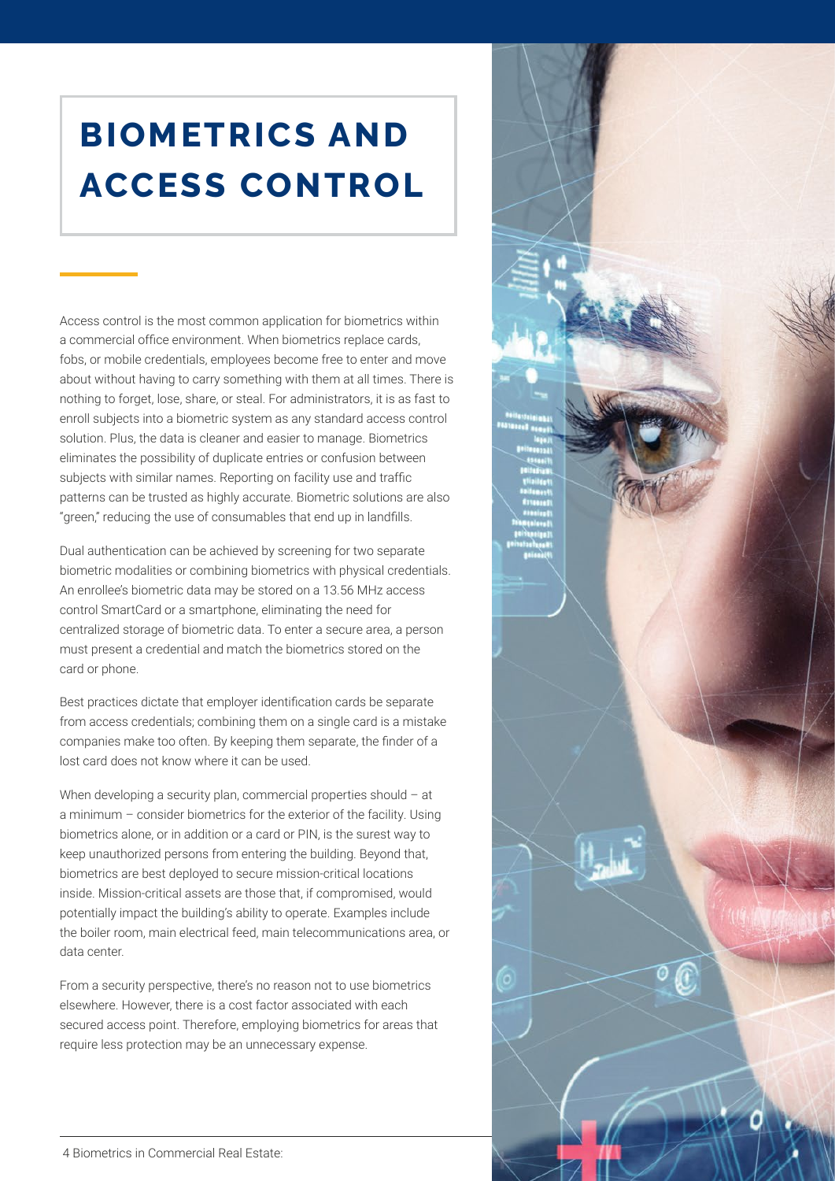# BIOMETRICS AND ACCESS CONTROL

Access control is the most common application for biometrics within a commercial office environment. When biometrics replace cards, fobs, or mobile credentials, employees become free to enter and move about without having to carry something with them at all times. There is nothing to forget, lose, share, or steal. For administrators, it is as fast to enroll subjects into a biometric system as any standard access control solution. Plus, the data is cleaner and easier to manage. Biometrics eliminates the possibility of duplicate entries or confusion between subjects with similar names. Reporting on facility use and traffic patterns can be trusted as highly accurate. Biometric solutions are also "green," reducing the use of consumables that end up in landfills.

Dual authentication can be achieved by screening for two separate biometric modalities or combining biometrics with physical credentials. An enrollee's biometric data may be stored on a 13.56 MHz access control SmartCard or a smartphone, eliminating the need for centralized storage of biometric data. To enter a secure area, a person must present a credential and match the biometrics stored on the card or phone.

Best practices dictate that employer identification cards be separate from access credentials; combining them on a single card is a mistake companies make too often. By keeping them separate, the finder of a lost card does not know where it can be used.

When developing a security plan, commercial properties should – at a minimum – consider biometrics for the exterior of the facility. Using biometrics alone, or in addition or a card or PIN, is the surest way to keep unauthorized persons from entering the building. Beyond that, biometrics are best deployed to secure mission-critical locations inside. Mission-critical assets are those that, if compromised, would potentially impact the building's ability to operate. Examples include the boiler room, main electrical feed, main telecommunications area, or data center.

From a security perspective, there's no reason not to use biometrics elsewhere. However, there is a cost factor associated with each secured access point. Therefore, employing biometrics for areas that require less protection may be an unnecessary expense.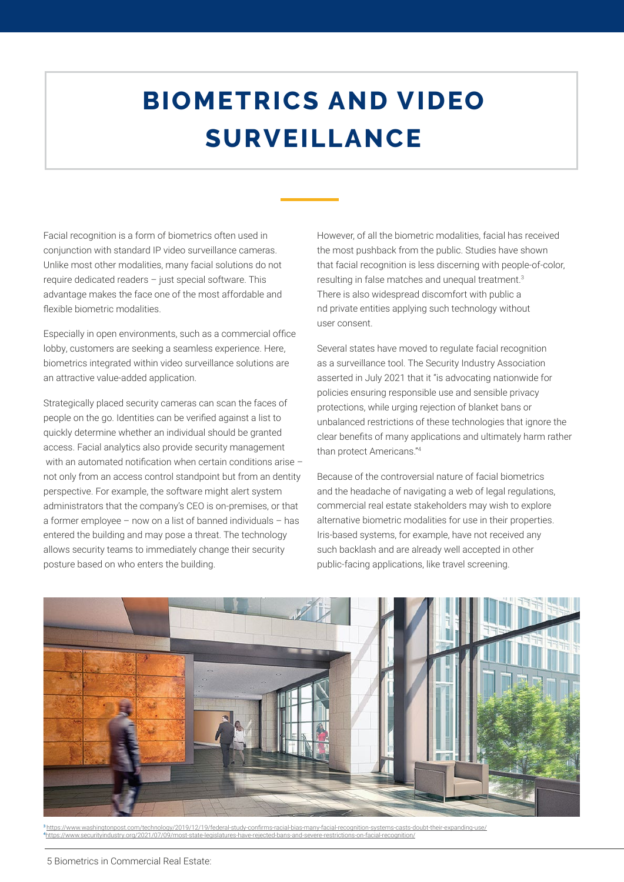# BIOMETRICS AND VIDEO SURVEILLANCE

Facial recognition is a form of biometrics often used in conjunction with standard IP video surveillance cameras. Unlike most other modalities, many facial solutions do not require dedicated readers – just special software. This advantage makes the face one of the most affordable and flexible biometric modalities.

Especially in open environments, such as a commercial office lobby, customers are seeking a seamless experience. Here, biometrics integrated within video surveillance solutions are an attractive value-added application.

Strategically placed security cameras can scan the faces of people on the go. Identities can be verified against a list to quickly determine whether an individual should be granted access. Facial analytics also provide security management with an automated notification when certain conditions arise – not only from an access control standpoint but from an dentity perspective. For example, the software might alert system administrators that the company's CEO is on-premises, or that a former employee – now on a list of banned individuals – has entered the building and may pose a threat. The technology allows security teams to immediately change their security posture based on who enters the building.

However, of all the biometric modalities, facial has received the most pushback from the public. Studies have shown that facial recognition is less discerning with people-of-color, resulting in false matches and unequal treatment.[3] There is also widespread discomfort with public a nd private entities applying such technology without user consent.

Several states have moved to regulate facial recognition as a surveillance tool. The Security Industry Association asserted in July 2021 that it "is advocating nationwide for policies ensuring responsible use and sensible privacy protections, while urging rejection of blanket bans or unbalanced restrictions of these technologies that ignore the clear benefits of many applications and ultimately harm rather than protect Americans."[4]

Because of the controversial nature of facial biometrics and the headache of navigating a web of legal regulations, commercial real estate stakeholders may wish to explore alternative biometric modalities for use in their properties. Iris-based systems, for example, have not received any such backlash and are already well accepted in other public-facing applications, like travel screening.

[3] https://www.washingtonpost.com/technology/2019/12/19/federal-study-confirms-racial-bias-many-facial-recognition-systems-casts-doubt-their-expanding-use/
[4] https://www.securityindustry.org/2021/07/09/most-state-legislatures-have-rejected-bans-and-severe-restrictions-on-facial-recognition/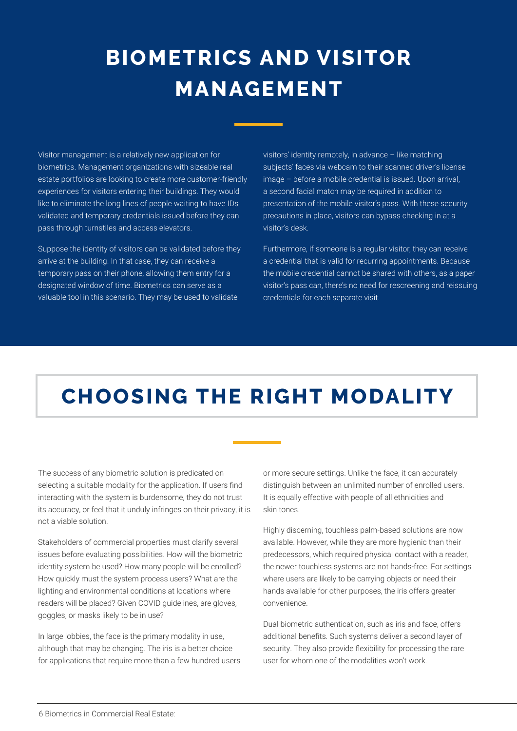# BIOMETRICS AND VISITOR MANAGEMENT

Visitor management is a relatively new application for biometrics. Management organizations with sizeable real estate portfolios are looking to create more customer-friendly experiences for visitors entering their buildings. They would like to eliminate the long lines of people waiting to have IDs validated and temporary credentials issued before they can pass through turnstiles and access elevators.

Suppose the identity of visitors can be validated before they arrive at the building. In that case, they can receive a temporary pass on their phone, allowing them entry for a designated window of time. Biometrics can serve as a valuable tool in this scenario. They may be used to validate visitors' identity remotely, in advance – like matching subjects' faces via webcam to their scanned driver's license image – before a mobile credential is issued. Upon arrival, a second facial match may be required in addition to presentation of the mobile visitor's pass. With these security precautions in place, visitors can bypass checking in at a visitor's desk.

Furthermore, if someone is a regular visitor, they can receive a credential that is valid for recurring appointments. Because the mobile credential cannot be shared with others, as a paper visitor's pass can, there's no need for rescreening and reissuing credentials for each separate visit.

# CHOOSING THE RIGHT MODALITY

The success of any biometric solution is predicated on selecting a suitable modality for the application. If users find interacting with the system is burdensome, they do not trust its accuracy, or feel that it unduly infringes on their privacy, it is not a viable solution.

Stakeholders of commercial properties must clarify several issues before evaluating possibilities. How will the biometric identity system be used? How many people will be enrolled? How quickly must the system process users? What are the lighting and environmental conditions at locations where readers will be placed? Given COVID guidelines, are gloves, goggles, or masks likely to be in use?

In large lobbies, the face is the primary modality in use, although that may be changing. The iris is a better choice for applications that require more than a few hundred users or more secure settings. Unlike the face, it can accurately distinguish between an unlimited number of enrolled users. It is equally effective with people of all ethnicities and skin tones.

Highly discerning, touchless palm-based solutions are now available. However, while they are more hygienic than their predecessors, which required physical contact with a reader, the newer touchless systems are not hands-free. For settings where users are likely to be carrying objects or need their hands available for other purposes, the iris offers greater convenience.

Dual biometric authentication, such as iris and face, offers additional benefits. Such systems deliver a second layer of security. They also provide flexibility for processing the rare user for whom one of the modalities won't work.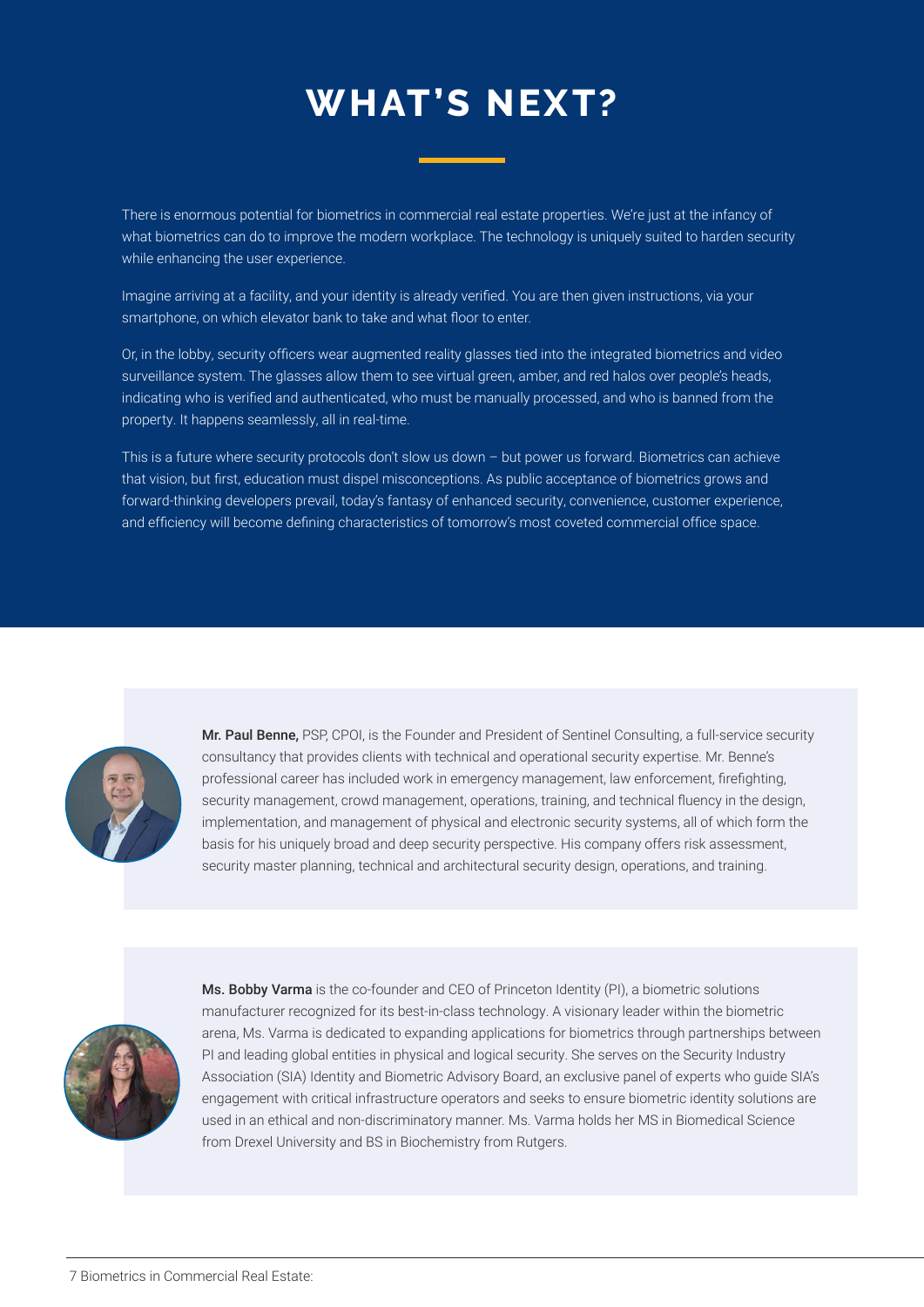# WHAT'S NEXT?

There is enormous potential for biometrics in commercial real estate properties. We're just at the infancy of what biometrics can do to improve the modern workplace. The technology is uniquely suited to harden security while enhancing the user experience.

Imagine arriving at a facility, and your identity is already verified. You are then given instructions, via your smartphone, on which elevator bank to take and what floor to enter.

Or, in the lobby, security officers wear augmented reality glasses tied into the integrated biometrics and video surveillance system. The glasses allow them to see virtual green, amber, and red halos over people's heads, indicating who is verified and authenticated, who must be manually processed, and who is banned from the property. It happens seamlessly, all in real-time.

This is a future where security protocols don't slow us down – but power us forward. Biometrics can achieve that vision, but first, education must dispel misconceptions. As public acceptance of biometrics grows and forward-thinking developers prevail, today's fantasy of enhanced security, convenience, customer experience, and efficiency will become defining characteristics of tomorrow's most coveted commercial office space.

**Mr. Paul Benne,** PSP, CPOI, is the Founder and President of Sentinel Consulting, a full-service security consultancy that provides clients with technical and operational security expertise. Mr. Benne's professional career has included work in emergency management, law enforcement, firefighting, security management, crowd management, operations, training, and technical fluency in the design, implementation, and management of physical and electronic security systems, all of which form the basis for his uniquely broad and deep security perspective. His company offers risk assessment, security master planning, technical and architectural security design, operations, and training.

**Ms. Bobby Varma** is the co-founder and CEO of Princeton Identity (PI), a biometric solutions manufacturer recognized for its best-in-class technology. A visionary leader within the biometric arena, Ms. Varma is dedicated to expanding applications for biometrics through partnerships between PI and leading global entities in physical and logical security. She serves on the Security Industry Association (SIA) Identity and Biometric Advisory Board, an exclusive panel of experts who guide SIA's engagement with critical infrastructure operators and seeks to ensure biometric identity solutions are used in an ethical and non-discriminatory manner. Ms. Varma holds her MS in Biomedical Science from Drexel University and BS in Biochemistry from Rutgers.